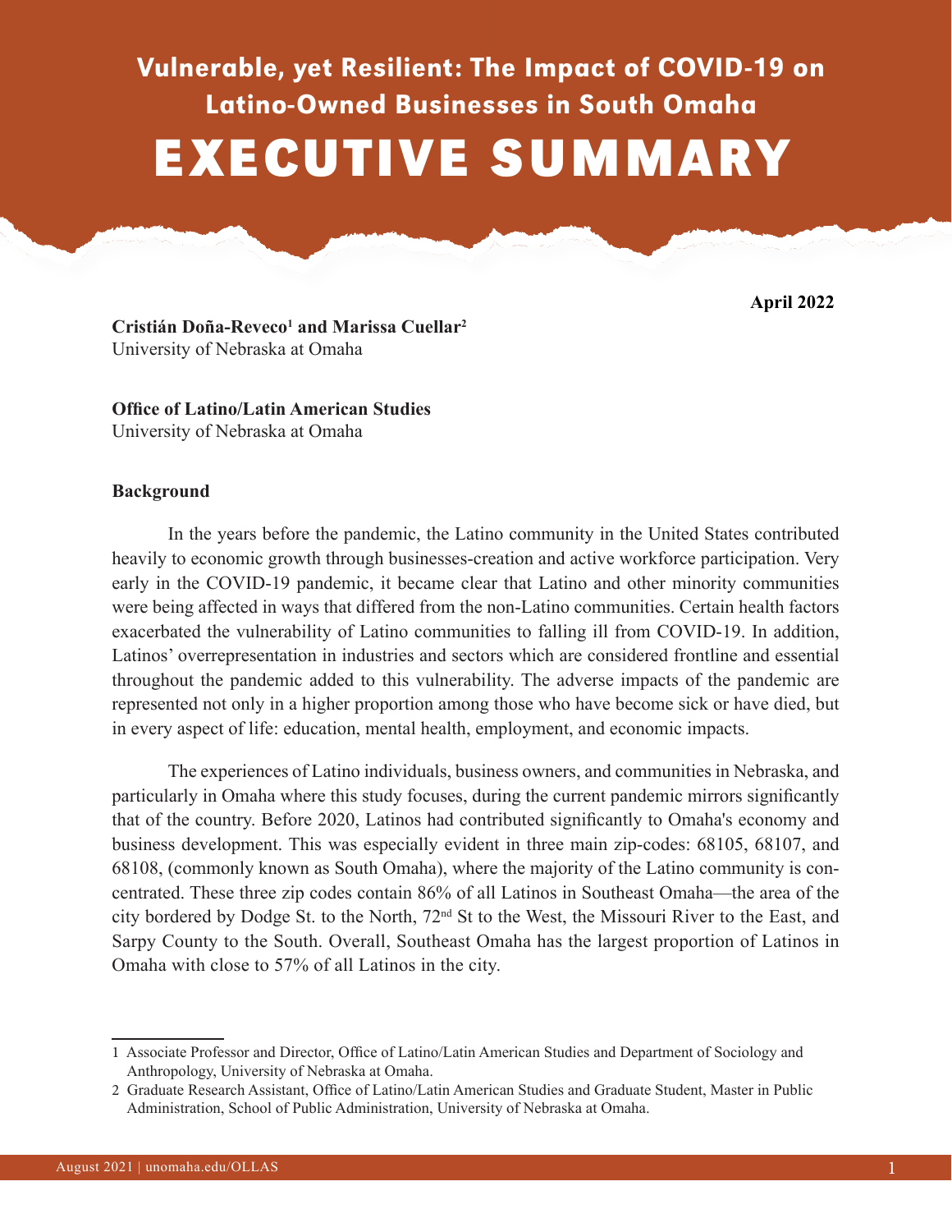# Vulnerable, yet Resilient: The Impact of COVID-19 on Latino-Owned Businesses in South Omaha

# EXECUTIVE SUMMARY

**April 2022**

**Cristián Doña-Reveco[1] and Marissa Cuellar[2]**
University of Nebraska at Omaha

**Office of Latino/Latin American Studies**
University of Nebraska at Omaha

## Background

In the years before the pandemic, the Latino community in the United States contributed heavily to economic growth through businesses-creation and active workforce participation. Very early in the COVID-19 pandemic, it became clear that Latino and other minority communities were being affected in ways that differed from the non-Latino communities. Certain health factors exacerbated the vulnerability of Latino communities to falling ill from COVID-19. In addition, Latinos' overrepresentation in industries and sectors which are considered frontline and essential throughout the pandemic added to this vulnerability. The adverse impacts of the pandemic are represented not only in a higher proportion among those who have become sick or have died, but in every aspect of life: education, mental health, employment, and economic impacts.

The experiences of Latino individuals, business owners, and communities in Nebraska, and particularly in Omaha where this study focuses, during the current pandemic mirrors significantly that of the country. Before 2020, Latinos had contributed significantly to Omaha's economy and business development. This was especially evident in three main zip-codes: 68105, 68107, and 68108, (commonly known as South Omaha), where the majority of the Latino community is concentrated. These three zip codes contain 86% of all Latinos in Southeast Omaha—the area of the city bordered by Dodge St. to the North, 72nd St to the West, the Missouri River to the East, and Sarpy County to the South. Overall, Southeast Omaha has the largest proportion of Latinos in Omaha with close to 57% of all Latinos in the city.

---

1 Associate Professor and Director, Office of Latino/Latin American Studies and Department of Sociology and Anthropology, University of Nebraska at Omaha.

2 Graduate Research Assistant, Office of Latino/Latin American Studies and Graduate Student, Master in Public Administration, School of Public Administration, University of Nebraska at Omaha.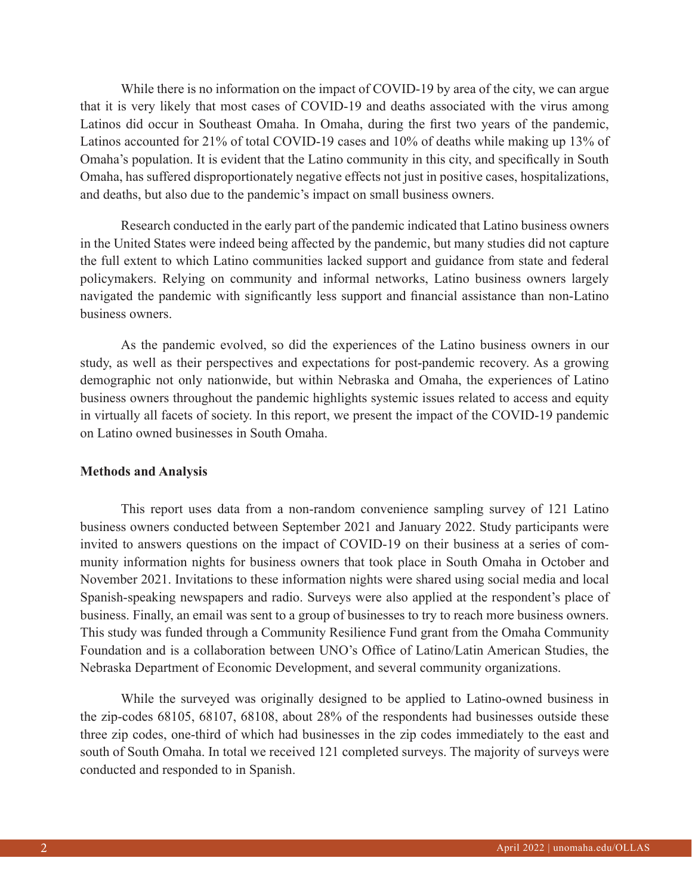While there is no information on the impact of COVID-19 by area of the city, we can argue that it is very likely that most cases of COVID-19 and deaths associated with the virus among Latinos did occur in Southeast Omaha. In Omaha, during the first two years of the pandemic, Latinos accounted for 21% of total COVID-19 cases and 10% of deaths while making up 13% of Omaha's population. It is evident that the Latino community in this city, and specifically in South Omaha, has suffered disproportionately negative effects not just in positive cases, hospitalizations, and deaths, but also due to the pandemic's impact on small business owners.

Research conducted in the early part of the pandemic indicated that Latino business owners in the United States were indeed being affected by the pandemic, but many studies did not capture the full extent to which Latino communities lacked support and guidance from state and federal policymakers. Relying on community and informal networks, Latino business owners largely navigated the pandemic with significantly less support and financial assistance than non-Latino business owners.

As the pandemic evolved, so did the experiences of the Latino business owners in our study, as well as their perspectives and expectations for post-pandemic recovery. As a growing demographic not only nationwide, but within Nebraska and Omaha, the experiences of Latino business owners throughout the pandemic highlights systemic issues related to access and equity in virtually all facets of society. In this report, we present the impact of the COVID-19 pandemic on Latino owned businesses in South Omaha.

**Methods and Analysis**

This report uses data from a non-random convenience sampling survey of 121 Latino business owners conducted between September 2021 and January 2022. Study participants were invited to answers questions on the impact of COVID-19 on their business at a series of community information nights for business owners that took place in South Omaha in October and November 2021. Invitations to these information nights were shared using social media and local Spanish-speaking newspapers and radio. Surveys were also applied at the respondent's place of business. Finally, an email was sent to a group of businesses to try to reach more business owners. This study was funded through a Community Resilience Fund grant from the Omaha Community Foundation and is a collaboration between UNO's Office of Latino/Latin American Studies, the Nebraska Department of Economic Development, and several community organizations.

While the surveyed was originally designed to be applied to Latino-owned business in the zip-codes 68105, 68107, 68108, about 28% of the respondents had businesses outside these three zip codes, one-third of which had businesses in the zip codes immediately to the east and south of South Omaha. In total we received 121 completed surveys. The majority of surveys were conducted and responded to in Spanish.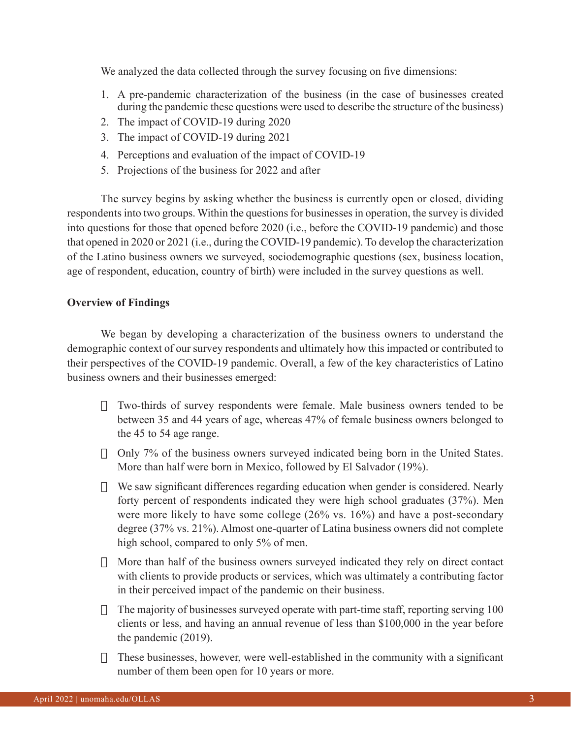We analyzed the data collected through the survey focusing on five dimensions:

1. A pre-pandemic characterization of the business (in the case of businesses created during the pandemic these questions were used to describe the structure of the business)
2. The impact of COVID-19 during 2020
3. The impact of COVID-19 during 2021
4. Perceptions and evaluation of the impact of COVID-19
5. Projections of the business for 2022 and after

The survey begins by asking whether the business is currently open or closed, dividing respondents into two groups. Within the questions for businesses in operation, the survey is divided into questions for those that opened before 2020 (i.e., before the COVID-19 pandemic) and those that opened in 2020 or 2021 (i.e., during the COVID-19 pandemic). To develop the characterization of the Latino business owners we surveyed, sociodemographic questions (sex, business location, age of respondent, education, country of birth) were included in the survey questions as well.

**Overview of Findings**

We began by developing a characterization of the business owners to understand the demographic context of our survey respondents and ultimately how this impacted or contributed to their perspectives of the COVID-19 pandemic. Overall, a few of the key characteristics of Latino business owners and their businesses emerged:

- Two-thirds of survey respondents were female. Male business owners tended to be between 35 and 44 years of age, whereas 47% of female business owners belonged to the 45 to 54 age range.
- Only 7% of the business owners surveyed indicated being born in the United States. More than half were born in Mexico, followed by El Salvador (19%).
- We saw significant differences regarding education when gender is considered. Nearly forty percent of respondents indicated they were high school graduates (37%). Men were more likely to have some college (26% vs. 16%) and have a post-secondary degree (37% vs. 21%). Almost one-quarter of Latina business owners did not complete high school, compared to only 5% of men.
- More than half of the business owners surveyed indicated they rely on direct contact with clients to provide products or services, which was ultimately a contributing factor in their perceived impact of the pandemic on their business.
- The majority of businesses surveyed operate with part-time staff, reporting serving 100 clients or less, and having an annual revenue of less than $100,000 in the year before the pandemic (2019).
- These businesses, however, were well-established in the community with a significant number of them been open for 10 years or more.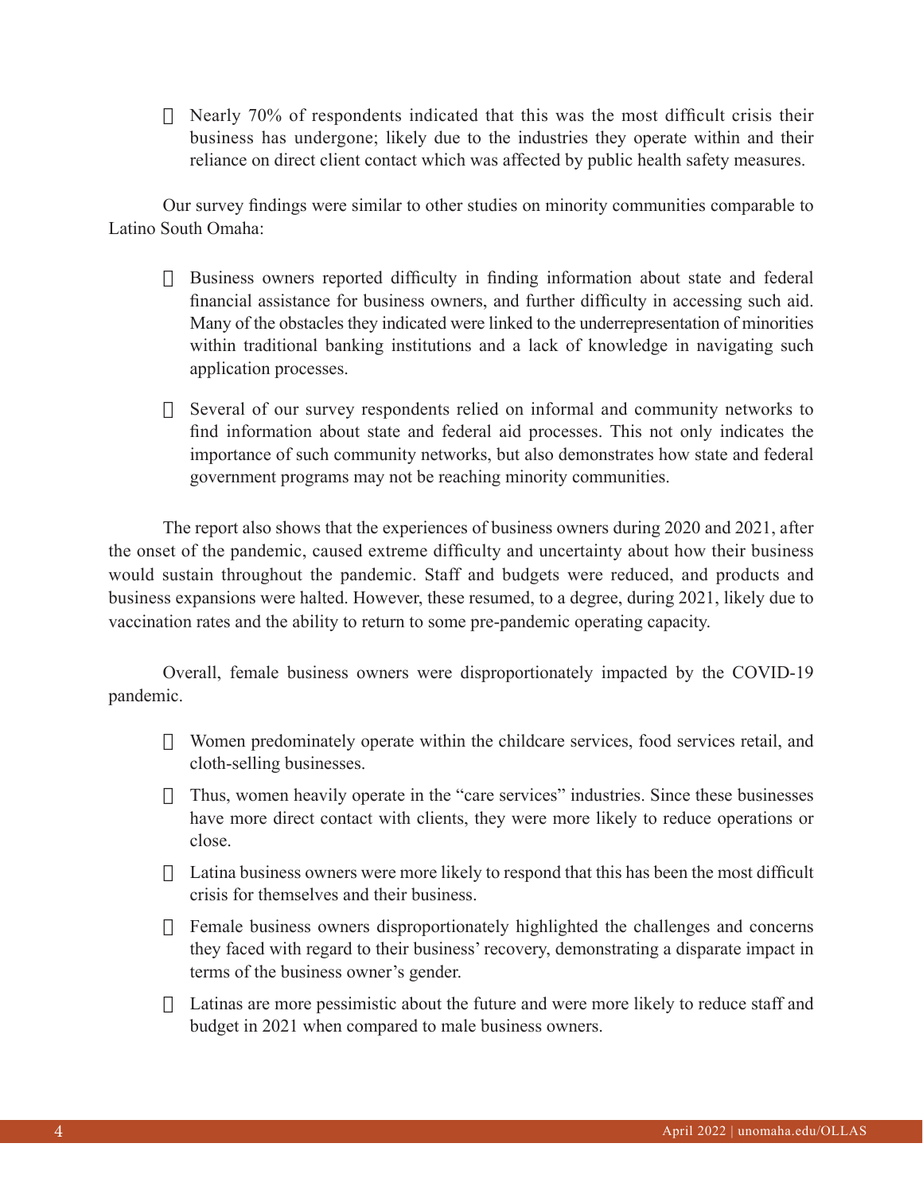- Nearly 70% of respondents indicated that this was the most difficult crisis their business has undergone; likely due to the industries they operate within and their reliance on direct client contact which was affected by public health safety measures.

Our survey findings were similar to other studies on minority communities comparable to Latino South Omaha:

- Business owners reported difficulty in finding information about state and federal financial assistance for business owners, and further difficulty in accessing such aid. Many of the obstacles they indicated were linked to the underrepresentation of minorities within traditional banking institutions and a lack of knowledge in navigating such application processes.

- Several of our survey respondents relied on informal and community networks to find information about state and federal aid processes. This not only indicates the importance of such community networks, but also demonstrates how state and federal government programs may not be reaching minority communities.

The report also shows that the experiences of business owners during 2020 and 2021, after the onset of the pandemic, caused extreme difficulty and uncertainty about how their business would sustain throughout the pandemic. Staff and budgets were reduced, and products and business expansions were halted. However, these resumed, to a degree, during 2021, likely due to vaccination rates and the ability to return to some pre-pandemic operating capacity.

Overall, female business owners were disproportionately impacted by the COVID-19 pandemic.

- Women predominately operate within the childcare services, food services retail, and cloth-selling businesses.

- Thus, women heavily operate in the "care services" industries. Since these businesses have more direct contact with clients, they were more likely to reduce operations or close.

- Latina business owners were more likely to respond that this has been the most difficult crisis for themselves and their business.

- Female business owners disproportionately highlighted the challenges and concerns they faced with regard to their business' recovery, demonstrating a disparate impact in terms of the business owner's gender.

- Latinas are more pessimistic about the future and were more likely to reduce staff and budget in 2021 when compared to male business owners.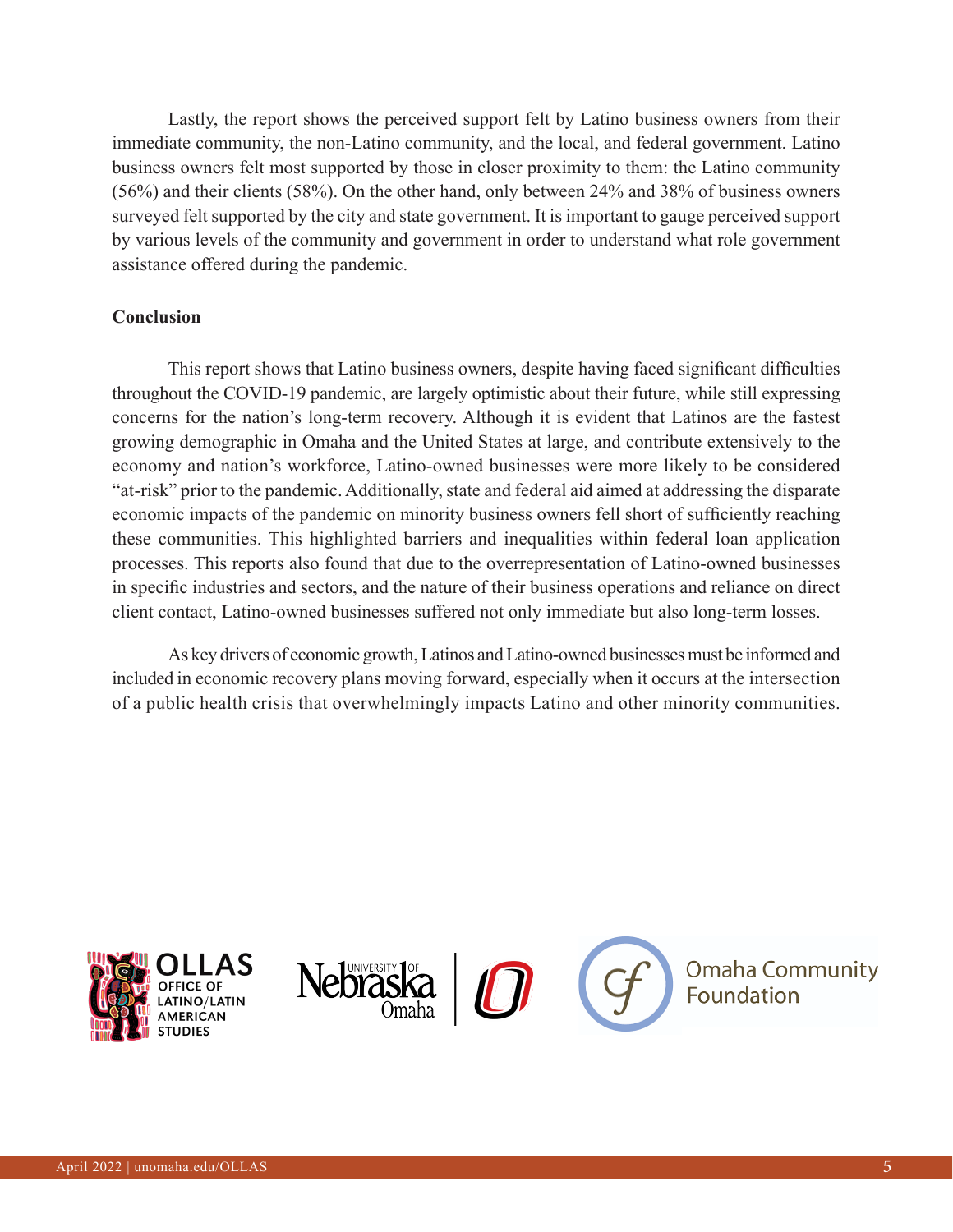Lastly, the report shows the perceived support felt by Latino business owners from their immediate community, the non-Latino community, and the local, and federal government. Latino business owners felt most supported by those in closer proximity to them: the Latino community (56%) and their clients (58%). On the other hand, only between 24% and 38% of business owners surveyed felt supported by the city and state government. It is important to gauge perceived support by various levels of the community and government in order to understand what role government assistance offered during the pandemic.

**Conclusion**

This report shows that Latino business owners, despite having faced significant difficulties throughout the COVID-19 pandemic, are largely optimistic about their future, while still expressing concerns for the nation's long-term recovery. Although it is evident that Latinos are the fastest growing demographic in Omaha and the United States at large, and contribute extensively to the economy and nation's workforce, Latino-owned businesses were more likely to be considered "at-risk" prior to the pandemic. Additionally, state and federal aid aimed at addressing the disparate economic impacts of the pandemic on minority business owners fell short of sufficiently reaching these communities. This highlighted barriers and inequalities within federal loan application processes. This reports also found that due to the overrepresentation of Latino-owned businesses in specific industries and sectors, and the nature of their business operations and reliance on direct client contact, Latino-owned businesses suffered not only immediate but also long-term losses.

As key drivers of economic growth, Latinos and Latino-owned businesses must be informed and included in economic recovery plans moving forward, especially when it occurs at the intersection of a public health crisis that overwhelmingly impacts Latino and other minority communities.

OLLAS
OFFICE OF LATINO/LATIN AMERICAN STUDIES

University of Nebraska Omaha

Omaha Community Foundation